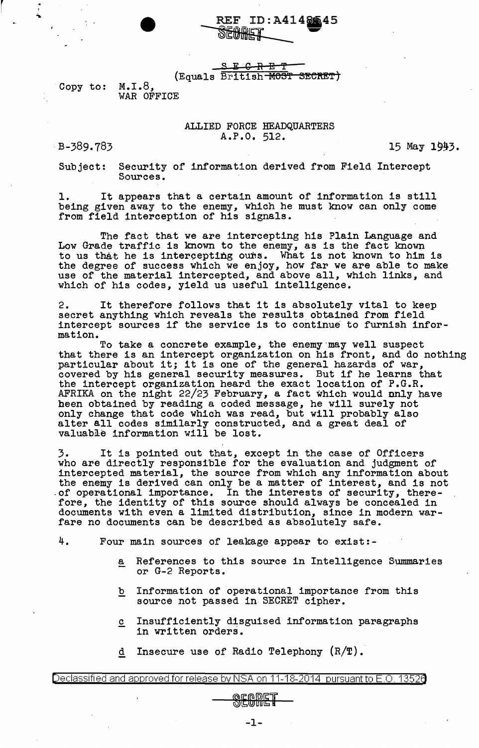REF ID:A414845

SECRET

~~S E C R E T~~
(Equals British ~~MOST SECRET~~)

Copy to: M.I.8,
WAR OFFICE

ALLIED FORCE HEADQUARTERS
A.P.O. 512.

B-389.783

15 May 1943.

Subject: Security of information derived from Field Intercept Sources.

1. It appears that a certain amount of information is still being given away to the enemy, which he must know can only come from field interception of his signals.

The fact that we are intercepting his Plain Language and Low Grade traffic is known to the enemy, as is the fact known to us that he is intercepting ours. What is not known to him is the degree of success which we enjoy, how far we are able to make use of the material intercepted, and above all, which links, and which of his codes, yield us useful intelligence.

2. It therefore follows that it is absolutely vital to keep secret anything which reveals the results obtained from field intercept sources if the service is to continue to furnish information.

To take a concrete example, the enemy may well suspect that there is an intercept organization on his front, and do nothing particular about it; it is one of the general hazards of war, covered by his general security measures. But if he learns that the intercept organization heard the exact location of P.G.R. AFRIKA on the night 22/23 February, a fact which would only have been obtained by reading a coded message, he will surely not only change that code which was read, but will probably also alter all codes similarly constructed, and a great deal of valuable information will be lost.

3. It is pointed out that, except in the case of Officers who are directly responsible for the evaluation and judgment of intercepted material, the source from which any information about the enemy is derived can only be a matter of interest, and is not of operational importance. In the interests of security, therefore, the identity of this source should always be concealed in documents with even a limited distribution, since in modern warfare no documents can be described as absolutely safe.

4. Four main sources of leakage appear to exist:-

- a References to this source in Intelligence Summaries or G-2 Reports.
- b Information of operational importance from this source not passed in SECRET cipher.
- c Insufficiently disguised information paragraphs in written orders.
- d Insecure use of Radio Telephony (R/T).

Declassified and approved for release by NSA on 11-18-2014 pursuant to E.O. 13526

SECRET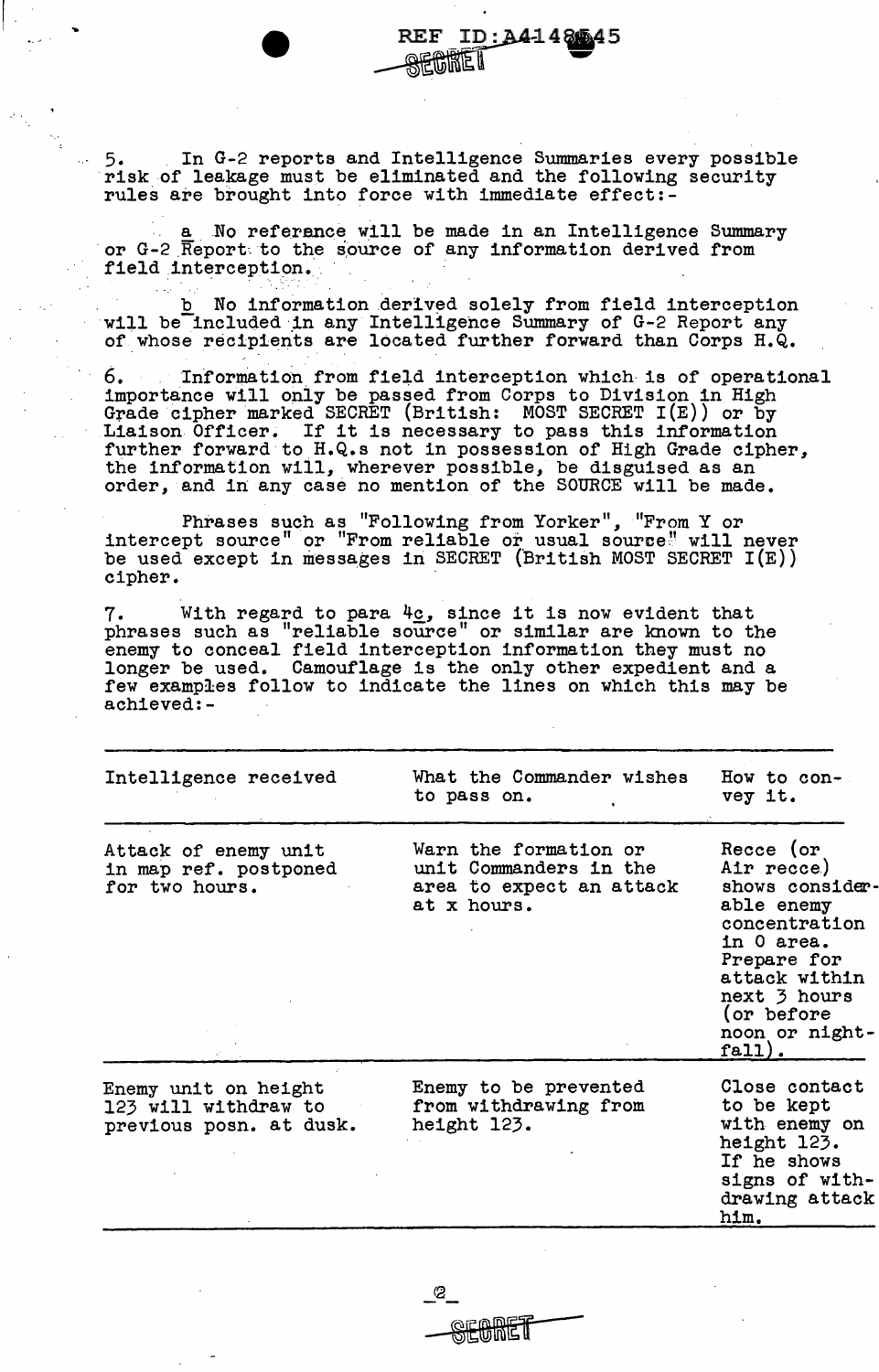5. In G-2 reports and Intelligence Summaries every possible risk of leakage must be eliminated and the following security rules are brought into force with immediate effect:-

a No referance will be made in an Intelligence Summary or G-2 Report to the source of any information derived from field interception.

b No information derived solely from field interception will be included in any Intelligence Summary of G-2 Report any of whose recipients are located further forward than Corps H.Q.

6. Information from field interception which is of operational importance will only be passed from Corps to Division in High Grade cipher marked SECRET (British: MOST SECRET I(E)) or by Liaison Officer. If it is necessary to pass this information further forward to H.Q.s not in possession of High Grade cipher, the information will, wherever possible, be disguised as an order, and in any case no mention of the SOURCE will be made.

Phrases such as "Following from Yorker", "From Y or intercept source" or "From reliable or usual source" will never be used except in messages in SECRET (British MOST SECRET I(E)) cipher.

7. With regard to para 4c, since it is now evident that phrases such as "reliable source" or similar are known to the enemy to conceal field interception information they must no longer be used. Camouflage is the only other expedient and a few examples follow to indicate the lines on which this may be achieved:-

| Intelligence received | What the Commander wishes to pass on. | How to convey it. |
|---|---|---|
| Attack of enemy unit in map ref. postponed for two hours. | Warn the formation or unit Commanders in the area to expect an attack at x hours. | Recce (or Air recce) shows considerable enemy concentration in O area. Prepare for attack within next 3 hours (or before noon or nightfall). |
| Enemy unit on height 123 will withdraw to previous posn. at dusk. | Enemy to be prevented from withdrawing from height 123. | Close contact to be kept with enemy on height 123. If he shows signs of withdrawing attack him. |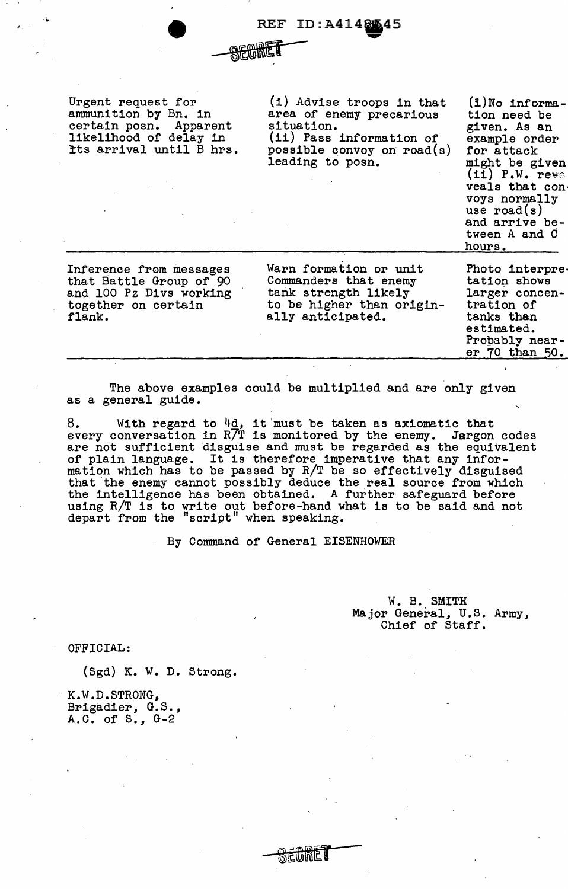SECRET

| | | |
|---|---|---|
| Urgent request for ammunition by Bn. in certain posn. Apparent likelihood of delay in its arrival until B hrs. | (i) Advise troops in that area of enemy precarious situation. (ii) Pass information of possible convoy on road(s) leading to posn. | (i) No information need be given. As an example order for attack might be given (ii) P.W. reveals that convoys normally use road(s) and arrive between A and C hours. |
| Inference from messages that Battle Group of 90 and 100 Pz Divs working together on certain flank. | Warn formation or unit Commanders that enemy tank strength likely to be higher than originally anticipated. | Photo interpretation shows larger concentration of tanks than estimated. Probably nearer 70 than 50. |

The above examples could be multiplied and are only given as a general guide.

8. With regard to 4d, it must be taken as axiomatic that every conversation in R/T is monitored by the enemy. Jargon codes are not sufficient disguise and must be regarded as the equivalent of plain language. It is therefore imperative that any information which has to be passed by R/T be so effectively disguised that the enemy cannot possibly deduce the real source from which the intelligence has been obtained. A further safeguard before using R/T is to write out before-hand what is to be said and not depart from the "script" when speaking.

By Command of General EISENHOWER

W. B. SMITH
Major General, U.S. Army,
Chief of Staff.

OFFICIAL:

(Sgd) K. W. D. Strong.

K.W.D.STRONG,
Brigadier, G.S.,
A.C. of S., G-2

SECRET